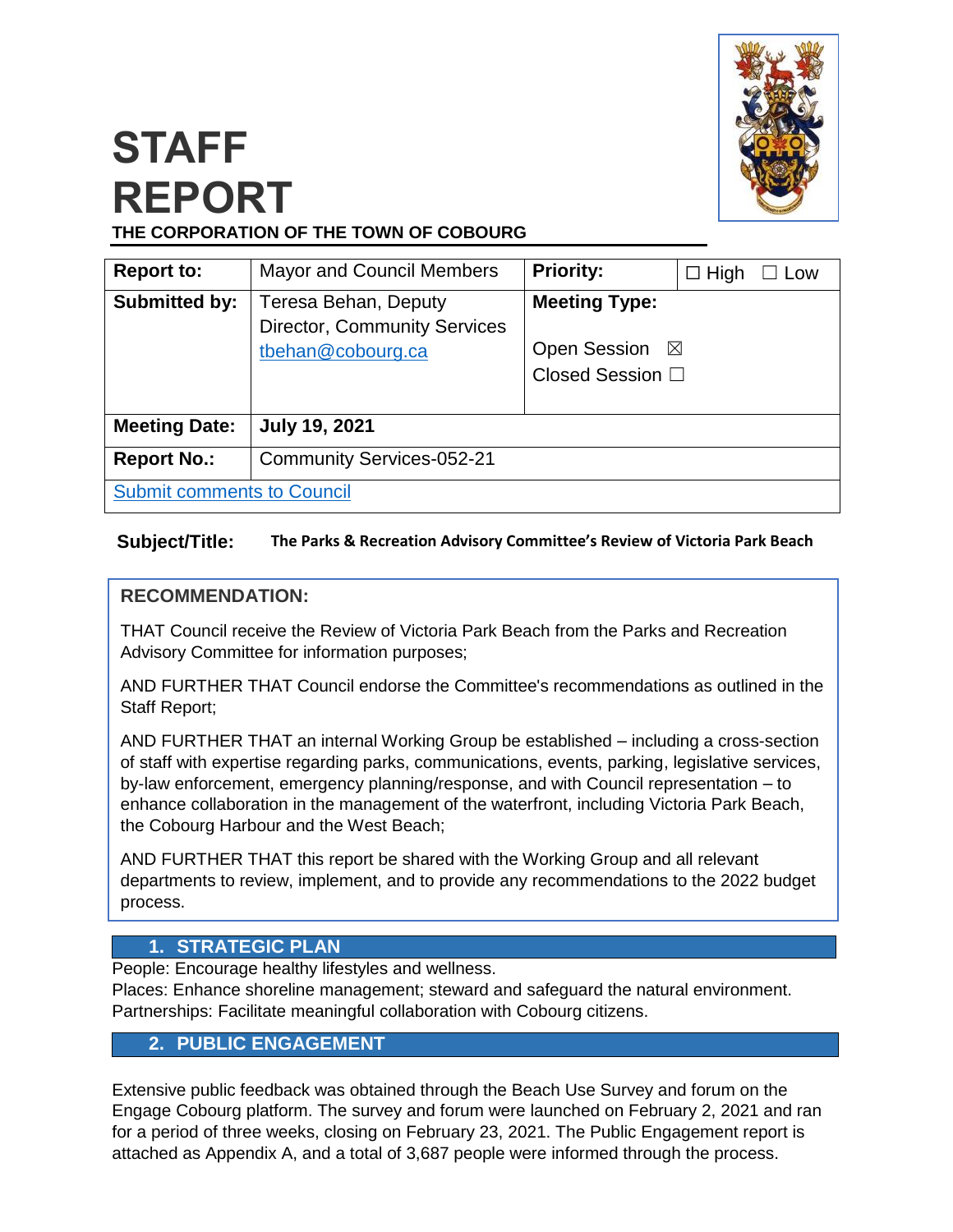# STAFF REPORT

**THE CORPORATION OF THE TOWN OF COBOURG**

| **Report to:** | Mayor and Council Members | **Priority:** | ☐ High ☐ Low |
|---|---|---|---|
| **Submitted by:** | Teresa Behan, Deputy Director, Community Services [tbehan@cobourg.ca](mailto:tbehan@cobourg.ca) | **Meeting Type:** Open Session ☒ Closed Session ☐ | |
| **Meeting Date:** | **July 19, 2021** | | |
| **Report No.:** | Community Services-052-21 | | |
| Submit comments to Council | | | |

**Subject/Title:** **The Parks & Recreation Advisory Committee's Review of Victoria Park Beach**

**RECOMMENDATION:**

THAT Council receive the Review of Victoria Park Beach from the Parks and Recreation Advisory Committee for information purposes;

AND FURTHER THAT Council endorse the Committee's recommendations as outlined in the Staff Report;

AND FURTHER THAT an internal Working Group be established – including a cross-section of staff with expertise regarding parks, communications, events, parking, legislative services, by-law enforcement, emergency planning/response, and with Council representation – to enhance collaboration in the management of the waterfront, including Victoria Park Beach, the Cobourg Harbour and the West Beach;

AND FURTHER THAT this report be shared with the Working Group and all relevant departments to review, implement, and to provide any recommendations to the 2022 budget process.

## 1. STRATEGIC PLAN

People: Encourage healthy lifestyles and wellness.
Places: Enhance shoreline management; steward and safeguard the natural environment.
Partnerships: Facilitate meaningful collaboration with Cobourg citizens.

## 2. PUBLIC ENGAGEMENT

Extensive public feedback was obtained through the Beach Use Survey and forum on the Engage Cobourg platform. The survey and forum were launched on February 2, 2021 and ran for a period of three weeks, closing on February 23, 2021. The Public Engagement report is attached as Appendix A, and a total of 3,687 people were informed through the process.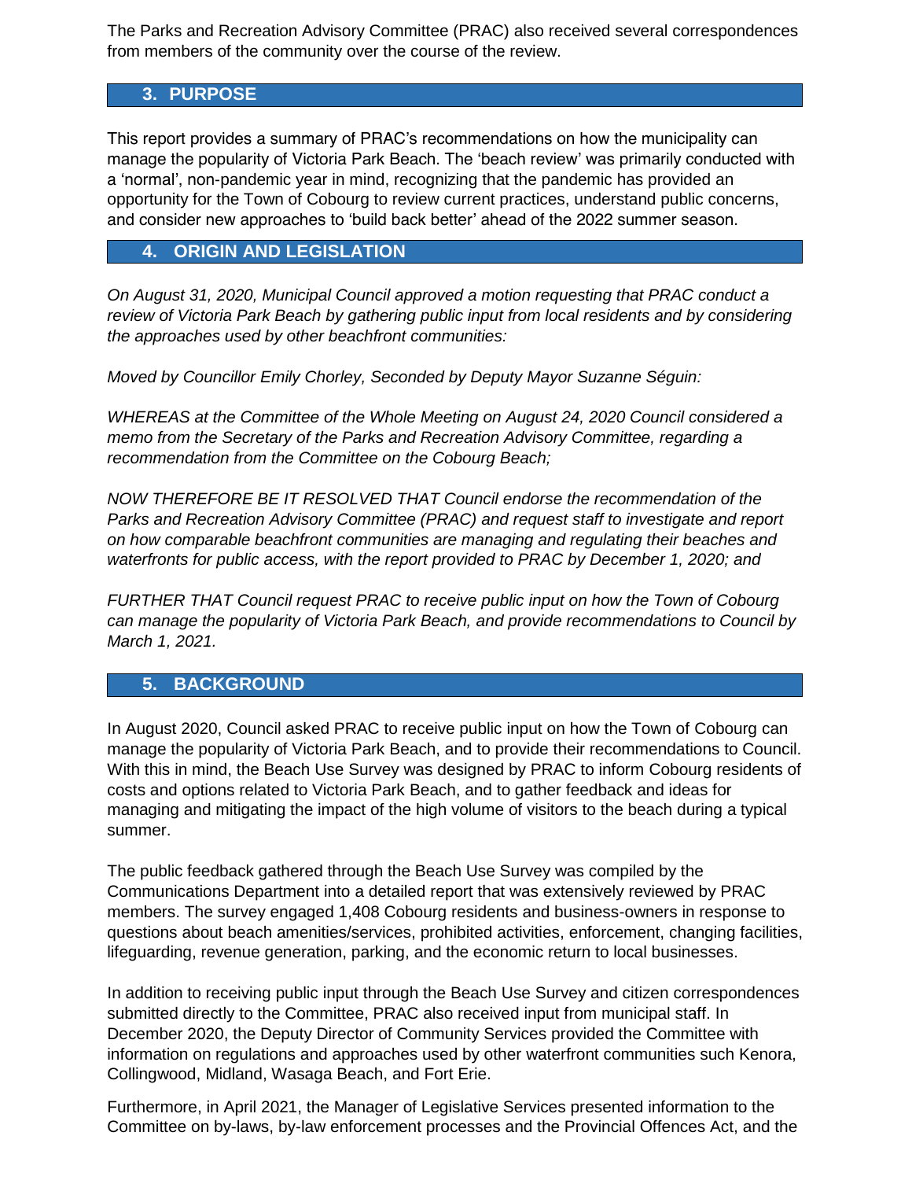The Parks and Recreation Advisory Committee (PRAC) also received several correspondences from members of the community over the course of the review.

## 3. PURPOSE

This report provides a summary of PRAC's recommendations on how the municipality can manage the popularity of Victoria Park Beach. The 'beach review' was primarily conducted with a 'normal', non-pandemic year in mind, recognizing that the pandemic has provided an opportunity for the Town of Cobourg to review current practices, understand public concerns, and consider new approaches to 'build back better' ahead of the 2022 summer season.

## 4. ORIGIN AND LEGISLATION

*On August 31, 2020, Municipal Council approved a motion requesting that PRAC conduct a review of Victoria Park Beach by gathering public input from local residents and by considering the approaches used by other beachfront communities:*

*Moved by Councillor Emily Chorley, Seconded by Deputy Mayor Suzanne Séguin:*

*WHEREAS at the Committee of the Whole Meeting on August 24, 2020 Council considered a memo from the Secretary of the Parks and Recreation Advisory Committee, regarding a recommendation from the Committee on the Cobourg Beach;*

*NOW THEREFORE BE IT RESOLVED THAT Council endorse the recommendation of the Parks and Recreation Advisory Committee (PRAC) and request staff to investigate and report on how comparable beachfront communities are managing and regulating their beaches and waterfronts for public access, with the report provided to PRAC by December 1, 2020; and*

*FURTHER THAT Council request PRAC to receive public input on how the Town of Cobourg can manage the popularity of Victoria Park Beach, and provide recommendations to Council by March 1, 2021.*

## 5. BACKGROUND

In August 2020, Council asked PRAC to receive public input on how the Town of Cobourg can manage the popularity of Victoria Park Beach, and to provide their recommendations to Council. With this in mind, the Beach Use Survey was designed by PRAC to inform Cobourg residents of costs and options related to Victoria Park Beach, and to gather feedback and ideas for managing and mitigating the impact of the high volume of visitors to the beach during a typical summer.

The public feedback gathered through the Beach Use Survey was compiled by the Communications Department into a detailed report that was extensively reviewed by PRAC members. The survey engaged 1,408 Cobourg residents and business-owners in response to questions about beach amenities/services, prohibited activities, enforcement, changing facilities, lifeguarding, revenue generation, parking, and the economic return to local businesses.

In addition to receiving public input through the Beach Use Survey and citizen correspondences submitted directly to the Committee, PRAC also received input from municipal staff. In December 2020, the Deputy Director of Community Services provided the Committee with information on regulations and approaches used by other waterfront communities such Kenora, Collingwood, Midland, Wasaga Beach, and Fort Erie.

Furthermore, in April 2021, the Manager of Legislative Services presented information to the Committee on by-laws, by-law enforcement processes and the Provincial Offences Act, and the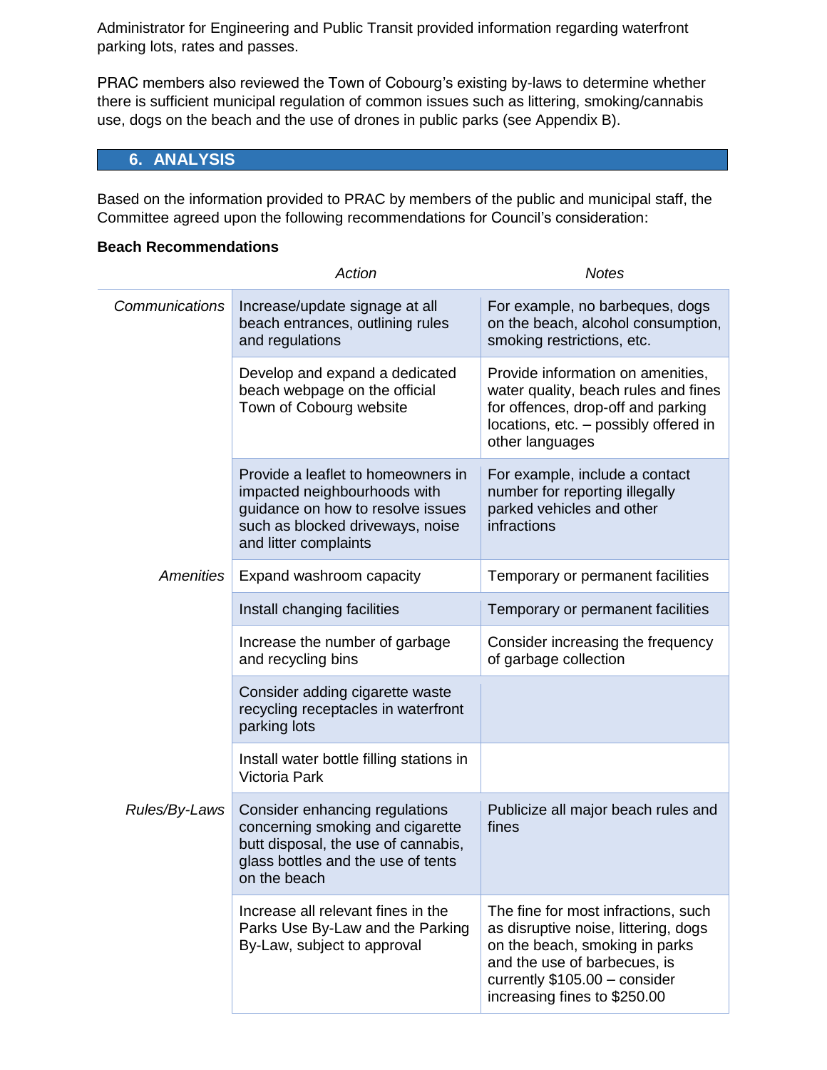Administrator for Engineering and Public Transit provided information regarding waterfront parking lots, rates and passes.

PRAC members also reviewed the Town of Cobourg's existing by-laws to determine whether there is sufficient municipal regulation of common issues such as littering, smoking/cannabis use, dogs on the beach and the use of drones in public parks (see Appendix B).

## 6. ANALYSIS

Based on the information provided to PRAC by members of the public and municipal staff, the Committee agreed upon the following recommendations for Council's consideration:

**Beach Recommendations**

| | *Action* | *Notes* |
|---|---|---|
| *Communications* | Increase/update signage at all beach entrances, outlining rules and regulations | For example, no barbeques, dogs on the beach, alcohol consumption, smoking restrictions, etc. |
| | Develop and expand a dedicated beach webpage on the official Town of Cobourg website | Provide information on amenities, water quality, beach rules and fines for offences, drop-off and parking locations, etc. – possibly offered in other languages |
| | Provide a leaflet to homeowners in impacted neighbourhoods with guidance on how to resolve issues such as blocked driveways, noise and litter complaints | For example, include a contact number for reporting illegally parked vehicles and other infractions |
| *Amenities* | Expand washroom capacity | Temporary or permanent facilities |
| | Install changing facilities | Temporary or permanent facilities |
| | Increase the number of garbage and recycling bins | Consider increasing the frequency of garbage collection |
| | Consider adding cigarette waste recycling receptacles in waterfront parking lots | |
| | Install water bottle filling stations in Victoria Park | |
| *Rules/By-Laws* | Consider enhancing regulations concerning smoking and cigarette butt disposal, the use of cannabis, glass bottles and the use of tents on the beach | Publicize all major beach rules and fines |
| | Increase all relevant fines in the Parks Use By-Law and the Parking By-Law, subject to approval | The fine for most infractions, such as disruptive noise, littering, dogs on the beach, smoking in parks and the use of barbecues, is currently $105.00 – consider increasing fines to $250.00 |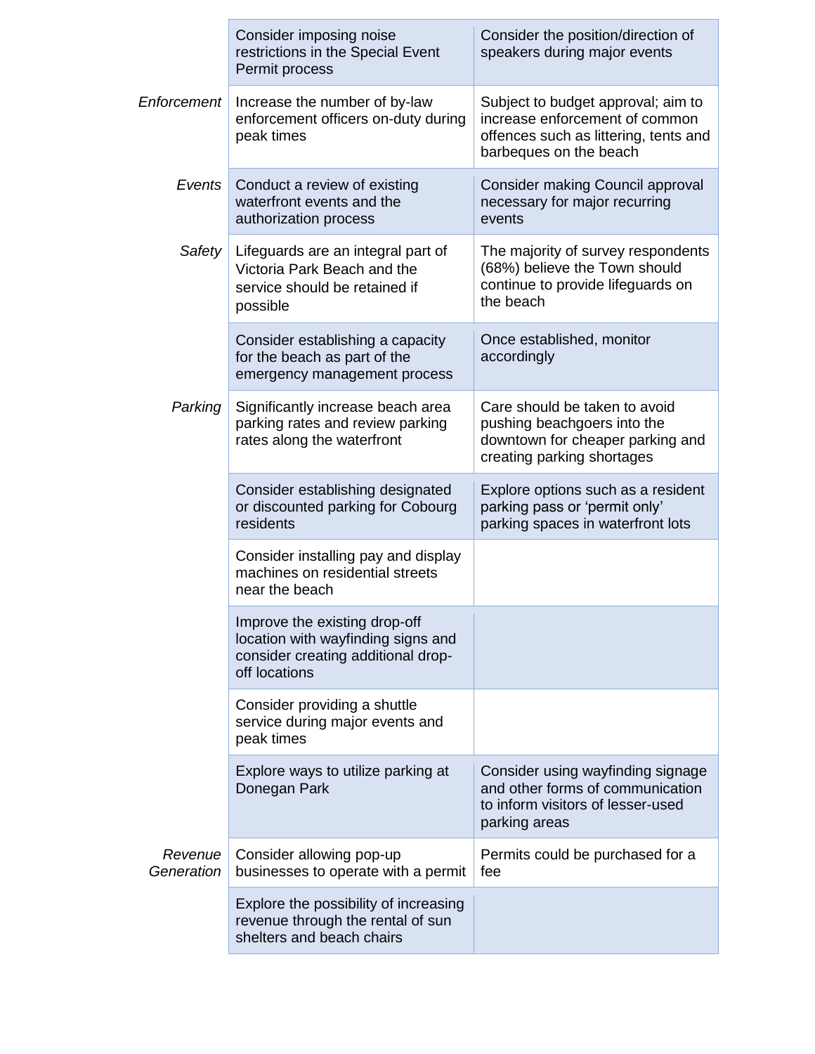| | | |
|---|---|---|
| | Consider imposing noise restrictions in the Special Event Permit process | Consider the position/direction of speakers during major events |
| *Enforcement* | Increase the number of by-law enforcement officers on-duty during peak times | Subject to budget approval; aim to increase enforcement of common offences such as littering, tents and barbeques on the beach |
| *Events* | Conduct a review of existing waterfront events and the authorization process | Consider making Council approval necessary for major recurring events |
| *Safety* | Lifeguards are an integral part of Victoria Park Beach and the service should be retained if possible | The majority of survey respondents (68%) believe the Town should continue to provide lifeguards on the beach |
| | Consider establishing a capacity for the beach as part of the emergency management process | Once established, monitor accordingly |
| *Parking* | Significantly increase beach area parking rates and review parking rates along the waterfront | Care should be taken to avoid pushing beachgoers into the downtown for cheaper parking and creating parking shortages |
| | Consider establishing designated or discounted parking for Cobourg residents | Explore options such as a resident parking pass or 'permit only' parking spaces in waterfront lots |
| | Consider installing pay and display machines on residential streets near the beach | |
| | Improve the existing drop-off location with wayfinding signs and consider creating additional drop-off locations | |
| | Consider providing a shuttle service during major events and peak times | |
| | Explore ways to utilize parking at Donegan Park | Consider using wayfinding signage and other forms of communication to inform visitors of lesser-used parking areas |
| *Revenue Generation* | Consider allowing pop-up businesses to operate with a permit | Permits could be purchased for a fee |
| | Explore the possibility of increasing revenue through the rental of sun shelters and beach chairs | |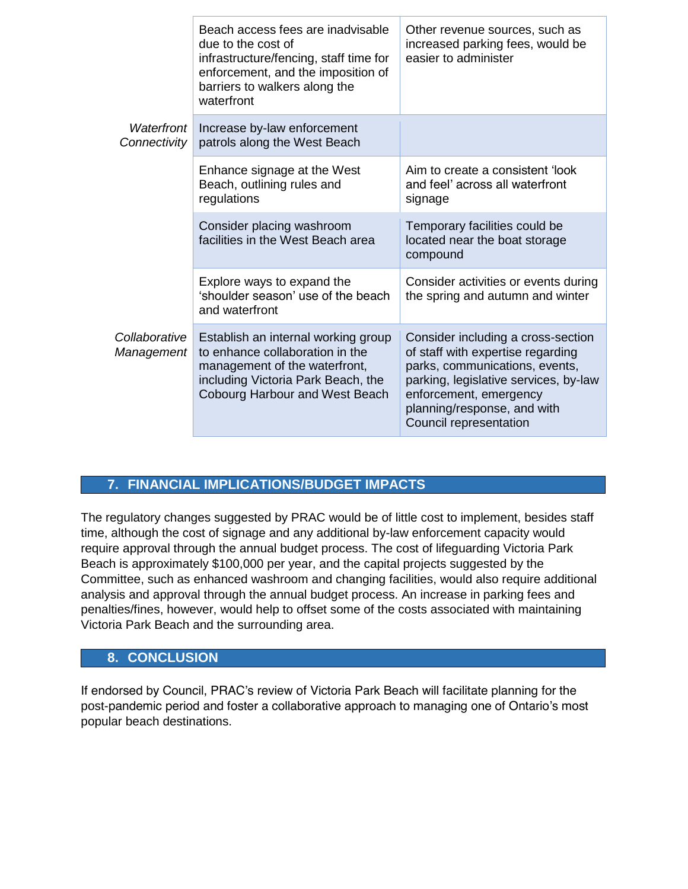| | | |
|---|---|---|
| | Beach access fees are inadvisable due to the cost of infrastructure/fencing, staff time for enforcement, and the imposition of barriers to walkers along the waterfront | Other revenue sources, such as increased parking fees, would be easier to administer |
| *Waterfront Connectivity* | Increase by-law enforcement patrols along the West Beach | |
| | Enhance signage at the West Beach, outlining rules and regulations | Aim to create a consistent 'look and feel' across all waterfront signage |
| | Consider placing washroom facilities in the West Beach area | Temporary facilities could be located near the boat storage compound |
| | Explore ways to expand the 'shoulder season' use of the beach and waterfront | Consider activities or events during the spring and autumn and winter |
| *Collaborative Management* | Establish an internal working group to enhance collaboration in the management of the waterfront, including Victoria Park Beach, the Cobourg Harbour and West Beach | Consider including a cross-section of staff with expertise regarding parks, communications, events, parking, legislative services, by-law enforcement, emergency planning/response, and with Council representation |

## 7. FINANCIAL IMPLICATIONS/BUDGET IMPACTS

The regulatory changes suggested by PRAC would be of little cost to implement, besides staff time, although the cost of signage and any additional by-law enforcement capacity would require approval through the annual budget process. The cost of lifeguarding Victoria Park Beach is approximately $100,000 per year, and the capital projects suggested by the Committee, such as enhanced washroom and changing facilities, would also require additional analysis and approval through the annual budget process. An increase in parking fees and penalties/fines, however, would help to offset some of the costs associated with maintaining Victoria Park Beach and the surrounding area.

## 8. CONCLUSION

If endorsed by Council, PRAC's review of Victoria Park Beach will facilitate planning for the post-pandemic period and foster a collaborative approach to managing one of Ontario's most popular beach destinations.